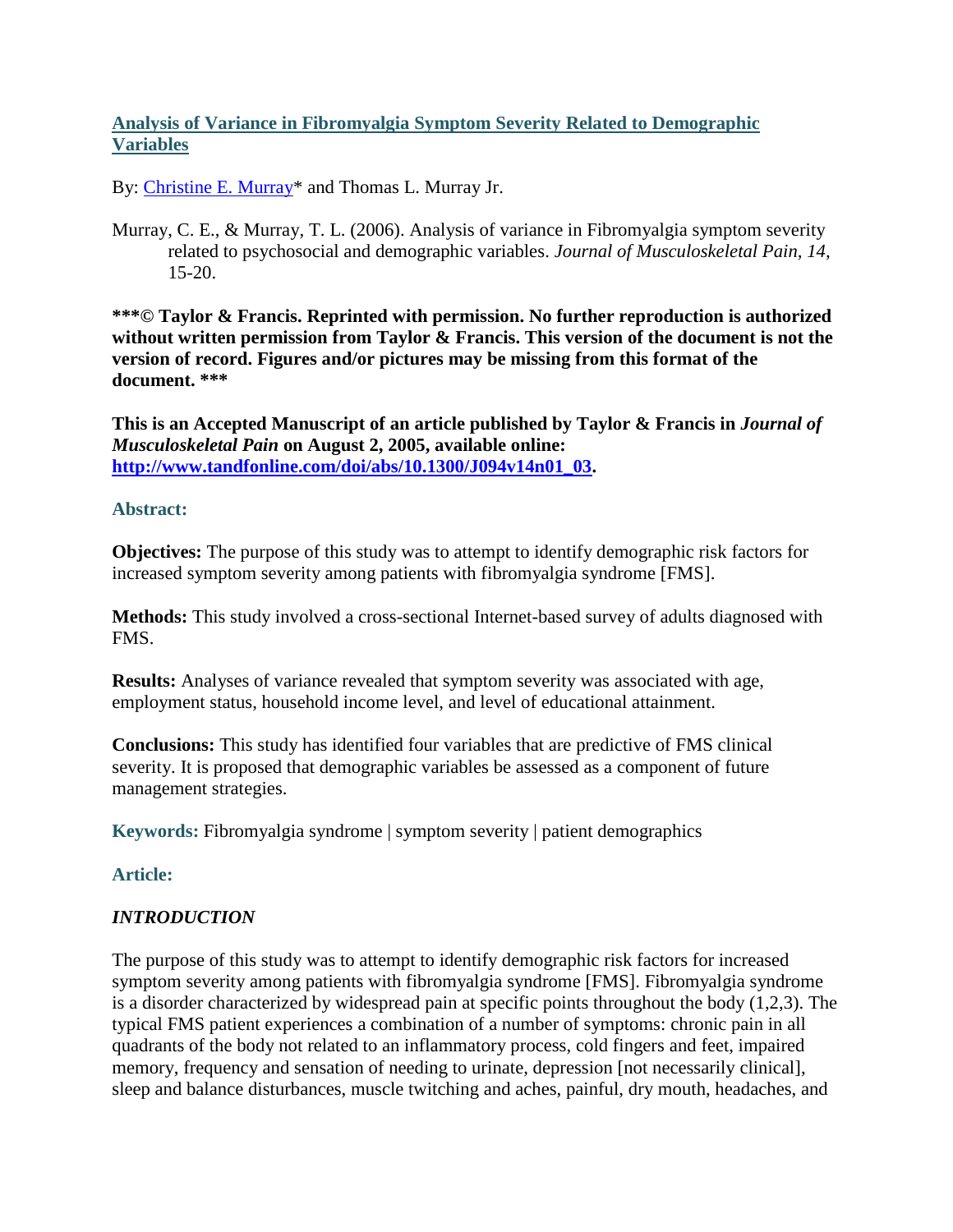# Analysis of Variance in Fibromyalgia Symptom Severity Related to Demographic Variables

By: Christine E. Murray* and Thomas L. Murray Jr.

Murray, C. E., & Murray, T. L. (2006). Analysis of variance in Fibromyalgia symptom severity related to psychosocial and demographic variables. *Journal of Musculoskeletal Pain, 14,* 15-20.

**\*\*\*© Taylor & Francis. Reprinted with permission. No further reproduction is authorized without written permission from Taylor & Francis. This version of the document is not the version of record. Figures and/or pictures may be missing from this format of the document. \*\*\***

**This is an Accepted Manuscript of an article published by Taylor & Francis in *Journal of Musculoskeletal Pain* on August 2, 2005, available online: http://www.tandfonline.com/doi/abs/10.1300/J094v14n01_03.**

## Abstract:

**Objectives:** The purpose of this study was to attempt to identify demographic risk factors for increased symptom severity among patients with fibromyalgia syndrome [FMS].

**Methods:** This study involved a cross-sectional Internet-based survey of adults diagnosed with FMS.

**Results:** Analyses of variance revealed that symptom severity was associated with age, employment status, household income level, and level of educational attainment.

**Conclusions:** This study has identified four variables that are predictive of FMS clinical severity. It is proposed that demographic variables be assessed as a component of future management strategies.

**Keywords:** Fibromyalgia syndrome | symptom severity | patient demographics

## Article:

### *INTRODUCTION*

The purpose of this study was to attempt to identify demographic risk factors for increased symptom severity among patients with fibromyalgia syndrome [FMS]. Fibromyalgia syndrome is a disorder characterized by widespread pain at specific points throughout the body (1,2,3). The typical FMS patient experiences a combination of a number of symptoms: chronic pain in all quadrants of the body not related to an inflammatory process, cold fingers and feet, impaired memory, frequency and sensation of needing to urinate, depression [not necessarily clinical], sleep and balance disturbances, muscle twitching and aches, painful, dry mouth, headaches, and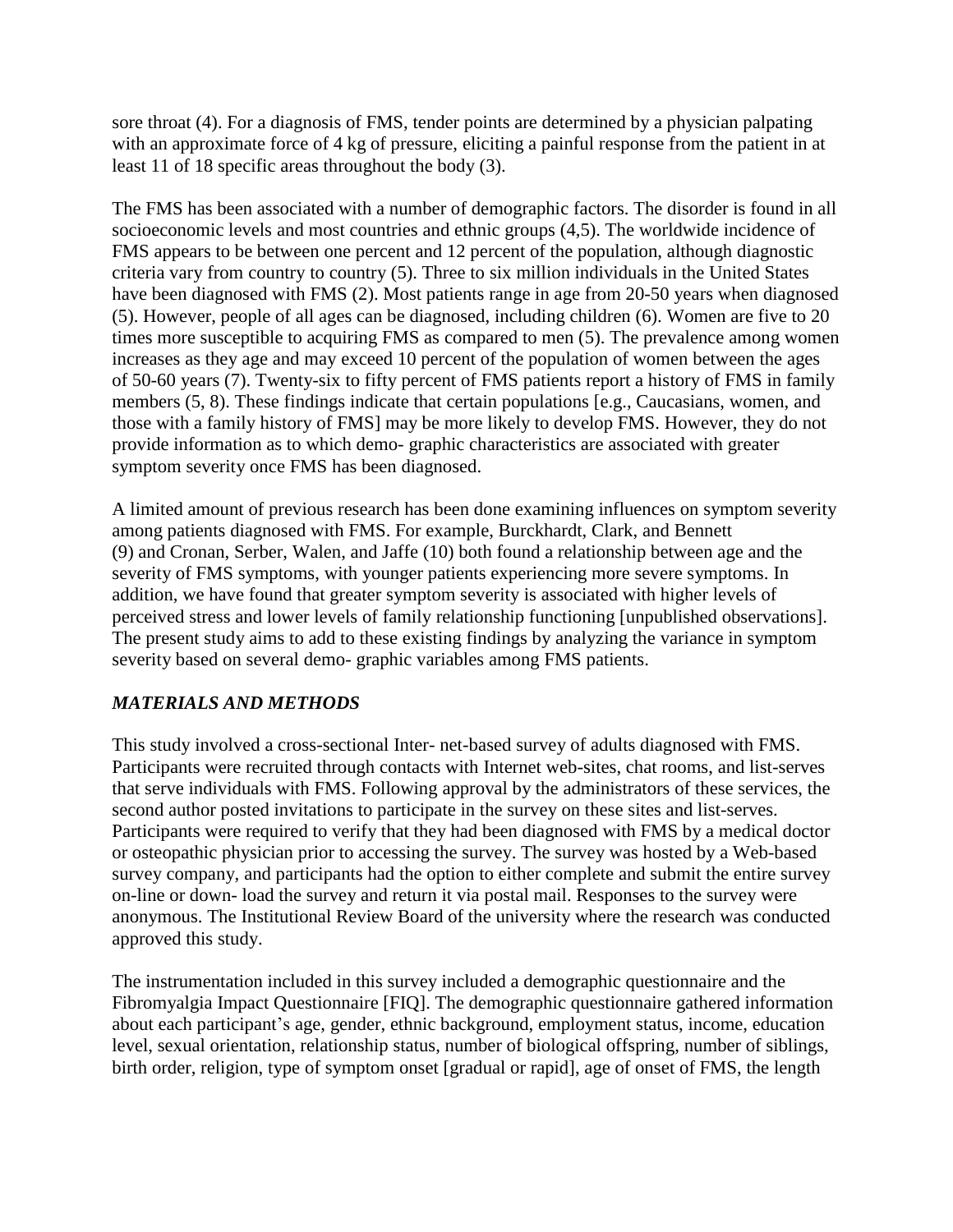sore throat (4). For a diagnosis of FMS, tender points are determined by a physician palpating with an approximate force of 4 kg of pressure, eliciting a painful response from the patient in at least 11 of 18 specific areas throughout the body (3).

The FMS has been associated with a number of demographic factors. The disorder is found in all socioeconomic levels and most countries and ethnic groups (4,5). The worldwide incidence of FMS appears to be between one percent and 12 percent of the population, although diagnostic criteria vary from country to country (5). Three to six million individuals in the United States have been diagnosed with FMS (2). Most patients range in age from 20-50 years when diagnosed (5). However, people of all ages can be diagnosed, including children (6). Women are five to 20 times more susceptible to acquiring FMS as compared to men (5). The prevalence among women increases as they age and may exceed 10 percent of the population of women between the ages of 50-60 years (7). Twenty-six to fifty percent of FMS patients report a history of FMS in family members (5, 8). These findings indicate that certain populations [e.g., Caucasians, women, and those with a family history of FMS] may be more likely to develop FMS. However, they do not provide information as to which demo- graphic characteristics are associated with greater symptom severity once FMS has been diagnosed.

A limited amount of previous research has been done examining influences on symptom severity among patients diagnosed with FMS. For example, Burckhardt, Clark, and Bennett (9) and Cronan, Serber, Walen, and Jaffe (10) both found a relationship between age and the severity of FMS symptoms, with younger patients experiencing more severe symptoms. In addition, we have found that greater symptom severity is associated with higher levels of perceived stress and lower levels of family relationship functioning [unpublished observations]. The present study aims to add to these existing findings by analyzing the variance in symptom severity based on several demo- graphic variables among FMS patients.

## *MATERIALS AND METHODS*

This study involved a cross-sectional Inter- net-based survey of adults diagnosed with FMS. Participants were recruited through contacts with Internet web-sites, chat rooms, and list-serves that serve individuals with FMS. Following approval by the administrators of these services, the second author posted invitations to participate in the survey on these sites and list-serves. Participants were required to verify that they had been diagnosed with FMS by a medical doctor or osteopathic physician prior to accessing the survey. The survey was hosted by a Web-based survey company, and participants had the option to either complete and submit the entire survey on-line or down- load the survey and return it via postal mail. Responses to the survey were anonymous. The Institutional Review Board of the university where the research was conducted approved this study.

The instrumentation included in this survey included a demographic questionnaire and the Fibromyalgia Impact Questionnaire [FIQ]. The demographic questionnaire gathered information about each participant's age, gender, ethnic background, employment status, income, education level, sexual orientation, relationship status, number of biological offspring, number of siblings, birth order, religion, type of symptom onset [gradual or rapid], age of onset of FMS, the length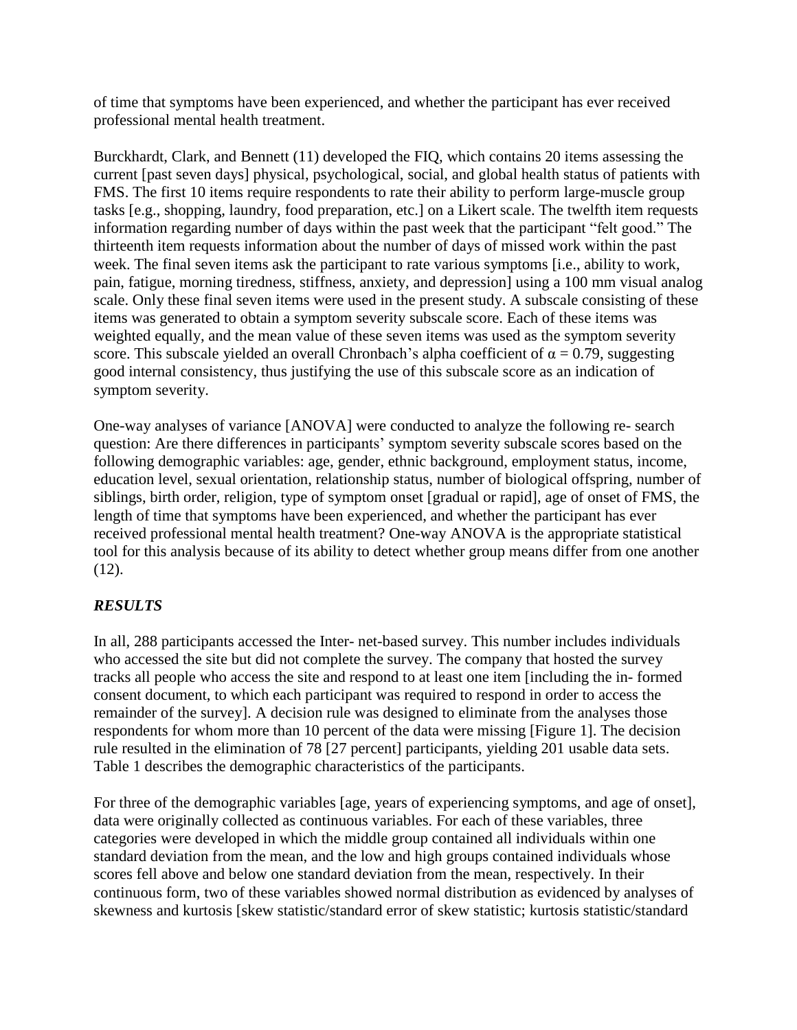of time that symptoms have been experienced, and whether the participant has ever received professional mental health treatment.

Burckhardt, Clark, and Bennett (11) developed the FIQ, which contains 20 items assessing the current [past seven days] physical, psychological, social, and global health status of patients with FMS. The first 10 items require respondents to rate their ability to perform large-muscle group tasks [e.g., shopping, laundry, food preparation, etc.] on a Likert scale. The twelfth item requests information regarding number of days within the past week that the participant "felt good." The thirteenth item requests information about the number of days of missed work within the past week. The final seven items ask the participant to rate various symptoms [i.e., ability to work, pain, fatigue, morning tiredness, stiffness, anxiety, and depression] using a 100 mm visual analog scale. Only these final seven items were used in the present study. A subscale consisting of these items was generated to obtain a symptom severity subscale score. Each of these items was weighted equally, and the mean value of these seven items was used as the symptom severity score. This subscale yielded an overall Chronbach's alpha coefficient of $\alpha = 0.79$, suggesting good internal consistency, thus justifying the use of this subscale score as an indication of symptom severity.

One-way analyses of variance [ANOVA] were conducted to analyze the following re- search question: Are there differences in participants' symptom severity subscale scores based on the following demographic variables: age, gender, ethnic background, employment status, income, education level, sexual orientation, relationship status, number of biological offspring, number of siblings, birth order, religion, type of symptom onset [gradual or rapid], age of onset of FMS, the length of time that symptoms have been experienced, and whether the participant has ever received professional mental health treatment? One-way ANOVA is the appropriate statistical tool for this analysis because of its ability to detect whether group means differ from one another (12).

## *RESULTS*

In all, 288 participants accessed the Inter- net-based survey. This number includes individuals who accessed the site but did not complete the survey. The company that hosted the survey tracks all people who access the site and respond to at least one item [including the in- formed consent document, to which each participant was required to respond in order to access the remainder of the survey]. A decision rule was designed to eliminate from the analyses those respondents for whom more than 10 percent of the data were missing [Figure 1]. The decision rule resulted in the elimination of 78 [27 percent] participants, yielding 201 usable data sets. Table 1 describes the demographic characteristics of the participants.

For three of the demographic variables [age, years of experiencing symptoms, and age of onset], data were originally collected as continuous variables. For each of these variables, three categories were developed in which the middle group contained all individuals within one standard deviation from the mean, and the low and high groups contained individuals whose scores fell above and below one standard deviation from the mean, respectively. In their continuous form, two of these variables showed normal distribution as evidenced by analyses of skewness and kurtosis [skew statistic/standard error of skew statistic; kurtosis statistic/standard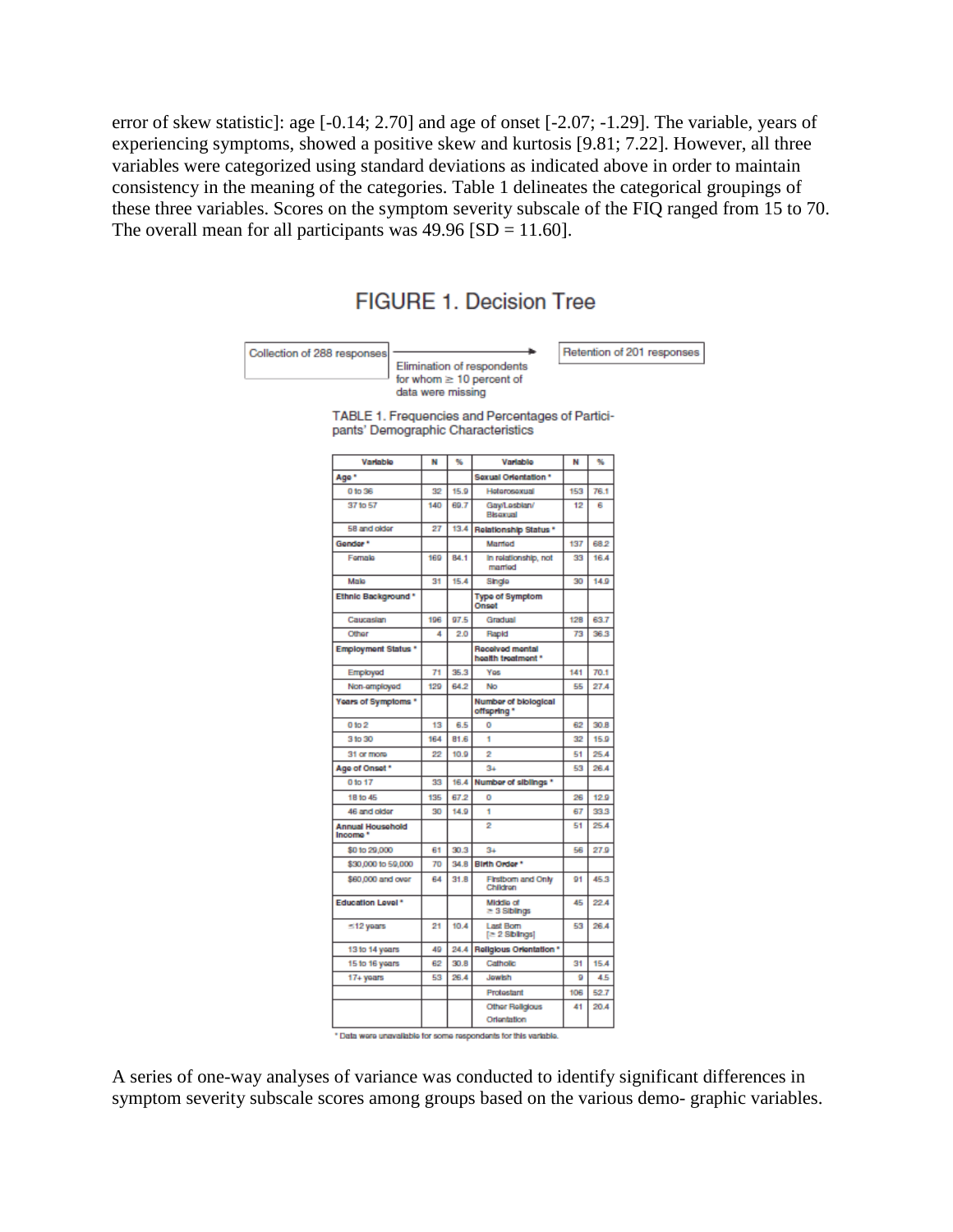error of skew statistic]: age [-0.14; 2.70] and age of onset [-2.07; -1.29]. The variable, years of experiencing symptoms, showed a positive skew and kurtosis [9.81; 7.22]. However, all three variables were categorized using standard deviations as indicated above in order to maintain consistency in the meaning of the categories. Table 1 delineates the categorical groupings of these three variables. Scores on the symptom severity subscale of the FIQ ranged from 15 to 70. The overall mean for all participants was 49.96 [SD = 11.60].

## FIGURE 1. Decision Tree

Collection of 288 responses → Elimination of respondents for whom ≥ 10 percent of data were missing → Retention of 201 responses

TABLE 1. Frequencies and Percentages of Participants' Demographic Characteristics

| Variable | N | % | Variable | N | % |
|---|---|---|---|---|---|
| **Age** * | | | **Sexual Orientation** * | | |
| 0 to 36 | 32 | 15.9 | Heterosexual | 153 | 76.1 |
| 37 to 57 | 140 | 69.7 | Gay/Lesbian/Bisexual | 12 | 6 |
| 58 and older | 27 | 13.4 | **Relationship Status** * | | |
| **Gender** * | | | Married | 137 | 68.2 |
| Female | 169 | 84.1 | In relationship, not married | 33 | 16.4 |
| Male | 31 | 15.4 | Single | 30 | 14.9 |
| **Ethnic Background** * | | | **Type of Symptom Onset** | | |
| Caucasian | 196 | 97.5 | Gradual | 128 | 63.7 |
| Other | 4 | 2.0 | Rapid | 73 | 36.3 |
| **Employment Status** * | | | **Received mental health treatment** * | | |
| Employed | 71 | 35.3 | Yes | 141 | 70.1 |
| Non-employed | 129 | 64.2 | No | 55 | 27.4 |
| **Years of Symptoms** * | | | **Number of biological offspring** * | | |
| 0 to 2 | 13 | 6.5 | 0 | 62 | 30.8 |
| 3 to 30 | 164 | 81.6 | 1 | 32 | 15.9 |
| 31 or more | 22 | 10.9 | 2 | 51 | 25.4 |
| **Age of Onset** * | | | 3+ | 53 | 26.4 |
| 0 to 17 | 33 | 16.4 | **Number of siblings** * | | |
| 18 to 45 | 135 | 67.2 | 0 | 26 | 12.9 |
| 46 and older | 30 | 14.9 | 1 | 67 | 33.3 |
| **Annual Household Income** * | | | 2 | 51 | 25.4 |
| $0 to 29,000 | 61 | 30.3 | 3+ | 56 | 27.9 |
| $30,000 to 59,000 | 70 | 34.8 | **Birth Order** * | | |
| $60,000 and over | 64 | 31.8 | Firstborn and Only Children | 91 | 45.3 |
| **Education Level** * | | | Middle of ≥ 3 Siblings | 45 | 22.4 |
| ≤12 years | 21 | 10.4 | Last Born [≥ 2 Siblings] | 53 | 26.4 |
| 13 to 14 years | 49 | 24.4 | **Religious Orientation** * | | |
| 15 to 16 years | 62 | 30.8 | Catholic | 31 | 15.4 |
| 17+ years | 53 | 26.4 | Jewish | 9 | 4.5 |
| | | | Protestant | 106 | 52.7 |
| | | | Other Religious Orientation | 41 | 20.4 |

\* Data were unavailable for some respondents for this variable.

A series of one-way analyses of variance was conducted to identify significant differences in symptom severity subscale scores among groups based on the various demo- graphic variables.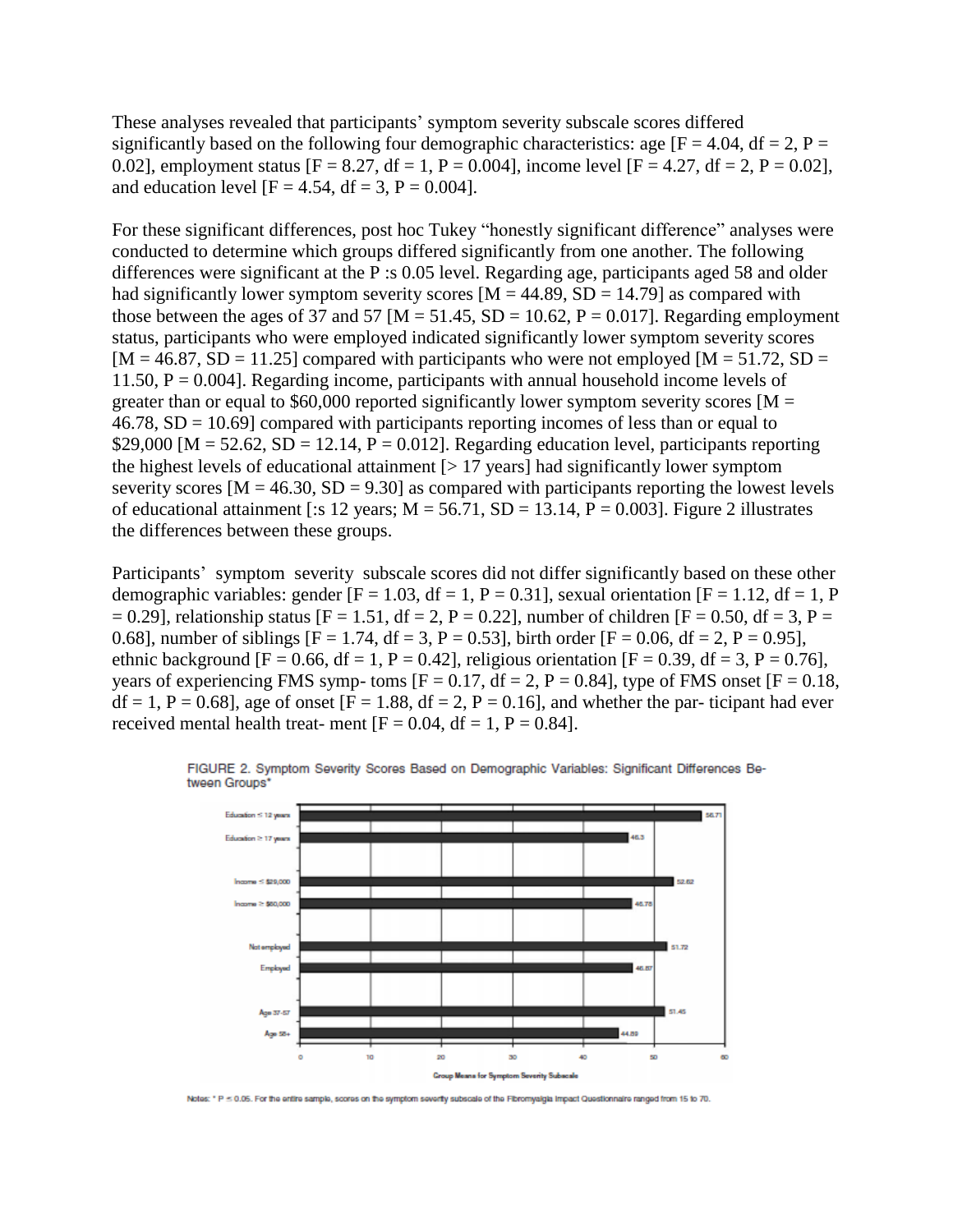These analyses revealed that participants' symptom severity subscale scores differed significantly based on the following four demographic characteristics: age [$F = 4.04$, df = 2, $P = 0.02$], employment status [$F = 8.27$, df = 1, $P = 0.004$], income level [$F = 4.27$, df = 2, $P = 0.02$], and education level [$F = 4.54$, df = 3, $P = 0.004$].

For these significant differences, post hoc Tukey "honestly significant difference" analyses were conducted to determine which groups differed significantly from one another. The following differences were significant at the P :s 0.05 level. Regarding age, participants aged 58 and older had significantly lower symptom severity scores [$M = 44.89$, $SD = 14.79$] as compared with those between the ages of 37 and 57 [$M = 51.45$, $SD = 10.62$, $P = 0.017$]. Regarding employment status, participants who were employed indicated significantly lower symptom severity scores [$M = 46.87$, $SD = 11.25$] compared with participants who were not employed [$M = 51.72$, $SD = 11.50$, $P = 0.004$]. Regarding income, participants with annual household income levels of greater than or equal to $60,000 reported significantly lower symptom severity scores [$M = 46.78$, $SD = 10.69$] compared with participants reporting incomes of less than or equal to $29,000 [$M = 52.62$, $SD = 12.14$, $P = 0.012$]. Regarding education level, participants reporting the highest levels of educational attainment [> 17 years] had significantly lower symptom severity scores [$M = 46.30$, $SD = 9.30$] as compared with participants reporting the lowest levels of educational attainment [:s 12 years; $M = 56.71$, $SD = 13.14$, $P = 0.003$]. Figure 2 illustrates the differences between these groups.

Participants' symptom severity subscale scores did not differ significantly based on these other demographic variables: gender [$F = 1.03$, df = 1, $P = 0.31$], sexual orientation [$F = 1.12$, df = 1, $P = 0.29$], relationship status [$F = 1.51$, df = 2, $P = 0.22$], number of children [$F = 0.50$, df = 3, $P = 0.68$], number of siblings [$F = 1.74$, df = 3, $P = 0.53$], birth order [$F = 0.06$, df = 2, $P = 0.95$], ethnic background [$F = 0.66$, df = 1, $P = 0.42$], religious orientation [$F = 0.39$, df = 3, $P = 0.76$], years of experiencing FMS symp- toms [$F = 0.17$, df = 2, $P = 0.84$], type of FMS onset [$F = 0.18$, df = 1, $P = 0.68$], age of onset [$F = 1.88$, df = 2, $P = 0.16$], and whether the par- ticipant had ever received mental health treat- ment [$F = 0.04$, df = 1, $P = 0.84$].

FIGURE 2. Symptom Severity Scores Based on Demographic Variables: Significant Differences Between Groups*

Notes: * $P \leq 0.05$. For the entire sample, scores on the symptom severity subscale of the Fibromyalgia Impact Questionnaire ranged from 15 to 70.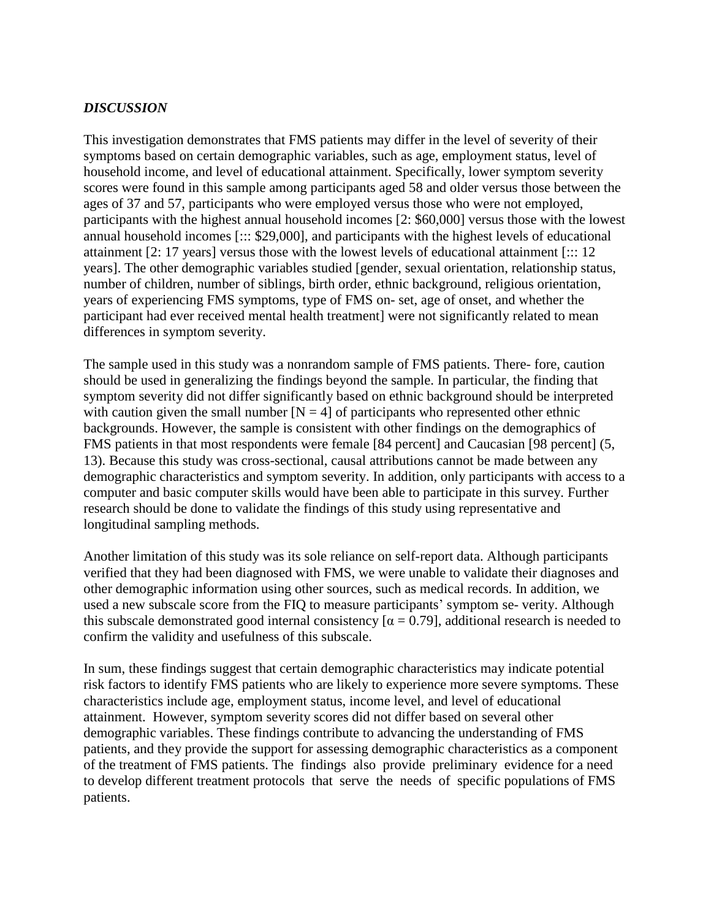### *DISCUSSION*

This investigation demonstrates that FMS patients may differ in the level of severity of their symptoms based on certain demographic variables, such as age, employment status, level of household income, and level of educational attainment. Specifically, lower symptom severity scores were found in this sample among participants aged 58 and older versus those between the ages of 37 and 57, participants who were employed versus those who were not employed, participants with the highest annual household incomes [2: $60,000] versus those with the lowest annual household incomes [::: $29,000], and participants with the highest levels of educational attainment [2: 17 years] versus those with the lowest levels of educational attainment [::: 12 years]. The other demographic variables studied [gender, sexual orientation, relationship status, number of children, number of siblings, birth order, ethnic background, religious orientation, years of experiencing FMS symptoms, type of FMS on- set, age of onset, and whether the participant had ever received mental health treatment] were not significantly related to mean differences in symptom severity.

The sample used in this study was a nonrandom sample of FMS patients. There- fore, caution should be used in generalizing the findings beyond the sample. In particular, the finding that symptom severity did not differ significantly based on ethnic background should be interpreted with caution given the small number [$N = 4$] of participants who represented other ethnic backgrounds. However, the sample is consistent with other findings on the demographics of FMS patients in that most respondents were female [84 percent] and Caucasian [98 percent] (5, 13). Because this study was cross-sectional, causal attributions cannot be made between any demographic characteristics and symptom severity. In addition, only participants with access to a computer and basic computer skills would have been able to participate in this survey. Further research should be done to validate the findings of this study using representative and longitudinal sampling methods.

Another limitation of this study was its sole reliance on self-report data. Although participants verified that they had been diagnosed with FMS, we were unable to validate their diagnoses and other demographic information using other sources, such as medical records. In addition, we used a new subscale score from the FIQ to measure participants' symptom se- verity. Although this subscale demonstrated good internal consistency [$\alpha = 0.79$], additional research is needed to confirm the validity and usefulness of this subscale.

In sum, these findings suggest that certain demographic characteristics may indicate potential risk factors to identify FMS patients who are likely to experience more severe symptoms. These characteristics include age, employment status, income level, and level of educational attainment. However, symptom severity scores did not differ based on several other demographic variables. These findings contribute to advancing the understanding of FMS patients, and they provide the support for assessing demographic characteristics as a component of the treatment of FMS patients. The findings also provide preliminary evidence for a need to develop different treatment protocols that serve the needs of specific populations of FMS patients.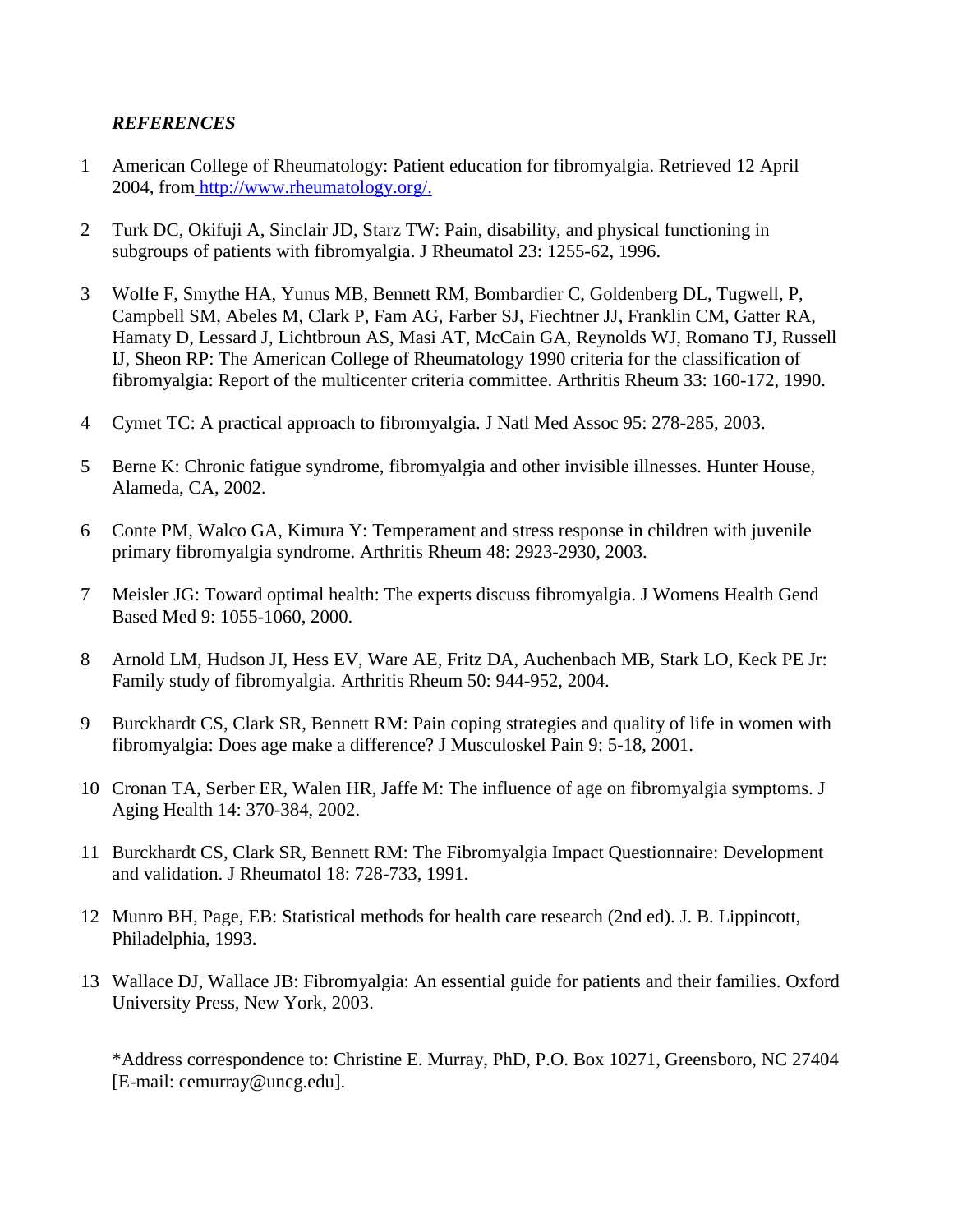### *REFERENCES*

1. American College of Rheumatology: Patient education for fibromyalgia. Retrieved 12 April 2004, from http://www.rheumatology.org/.

2. Turk DC, Okifuji A, Sinclair JD, Starz TW: Pain, disability, and physical functioning in subgroups of patients with fibromyalgia. J Rheumatol 23: 1255-62, 1996.

3. Wolfe F, Smythe HA, Yunus MB, Bennett RM, Bombardier C, Goldenberg DL, Tugwell, P, Campbell SM, Abeles M, Clark P, Fam AG, Farber SJ, Fiechtner JJ, Franklin CM, Gatter RA, Hamaty D, Lessard J, Lichtbroun AS, Masi AT, McCain GA, Reynolds WJ, Romano TJ, Russell IJ, Sheon RP: The American College of Rheumatology 1990 criteria for the classification of fibromyalgia: Report of the multicenter criteria committee. Arthritis Rheum 33: 160-172, 1990.

4. Cymet TC: A practical approach to fibromyalgia. J Natl Med Assoc 95: 278-285, 2003.

5. Berne K: Chronic fatigue syndrome, fibromyalgia and other invisible illnesses. Hunter House, Alameda, CA, 2002.

6. Conte PM, Walco GA, Kimura Y: Temperament and stress response in children with juvenile primary fibromyalgia syndrome. Arthritis Rheum 48: 2923-2930, 2003.

7. Meisler JG: Toward optimal health: The experts discuss fibromyalgia. J Womens Health Gend Based Med 9: 1055-1060, 2000.

8. Arnold LM, Hudson JI, Hess EV, Ware AE, Fritz DA, Auchenbach MB, Stark LO, Keck PE Jr: Family study of fibromyalgia. Arthritis Rheum 50: 944-952, 2004.

9. Burckhardt CS, Clark SR, Bennett RM: Pain coping strategies and quality of life in women with fibromyalgia: Does age make a difference? J Musculoskel Pain 9: 5-18, 2001.

10. Cronan TA, Serber ER, Walen HR, Jaffe M: The influence of age on fibromyalgia symptoms. J Aging Health 14: 370-384, 2002.

11. Burckhardt CS, Clark SR, Bennett RM: The Fibromyalgia Impact Questionnaire: Development and validation. J Rheumatol 18: 728-733, 1991.

12. Munro BH, Page, EB: Statistical methods for health care research (2nd ed). J. B. Lippincott, Philadelphia, 1993.

13. Wallace DJ, Wallace JB: Fibromyalgia: An essential guide for patients and their families. Oxford University Press, New York, 2003.

*Address correspondence to: Christine E. Murray, PhD, P.O. Box 10271, Greensboro, NC 27404 [E-mail: cemurray@uncg.edu].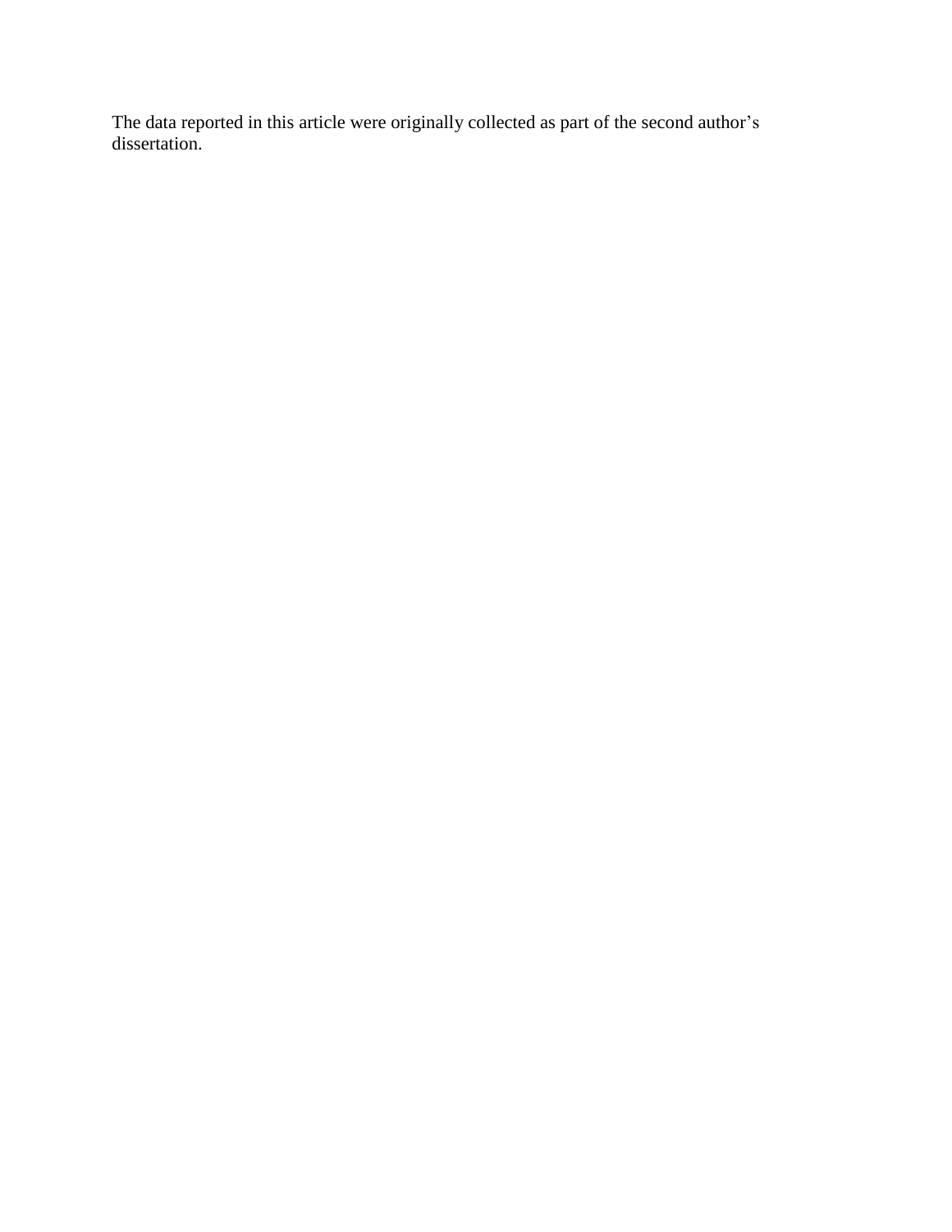The data reported in this article were originally collected as part of the second author's dissertation.